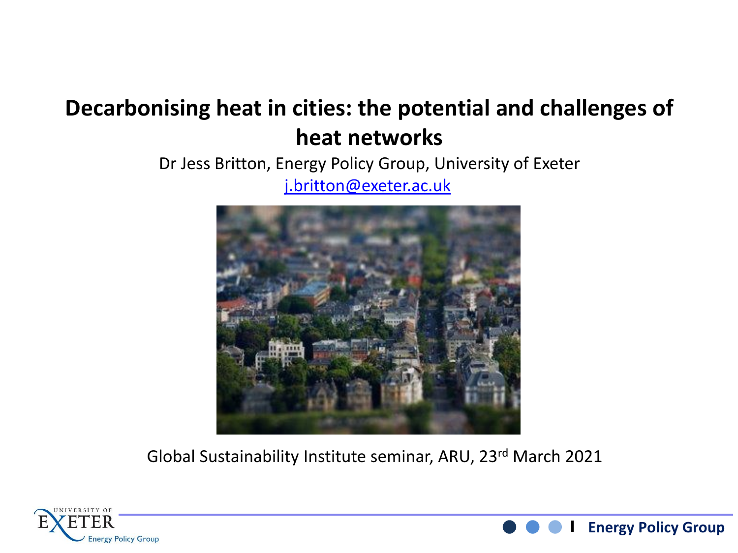# Decarbonising heat in cities: the potential and challenges of heat networks

Dr Jess Britton, Energy Policy Group, University of Exeter

j.britton@exeter.ac.uk

Global Sustainability Institute seminar, ARU, 23rd March 2021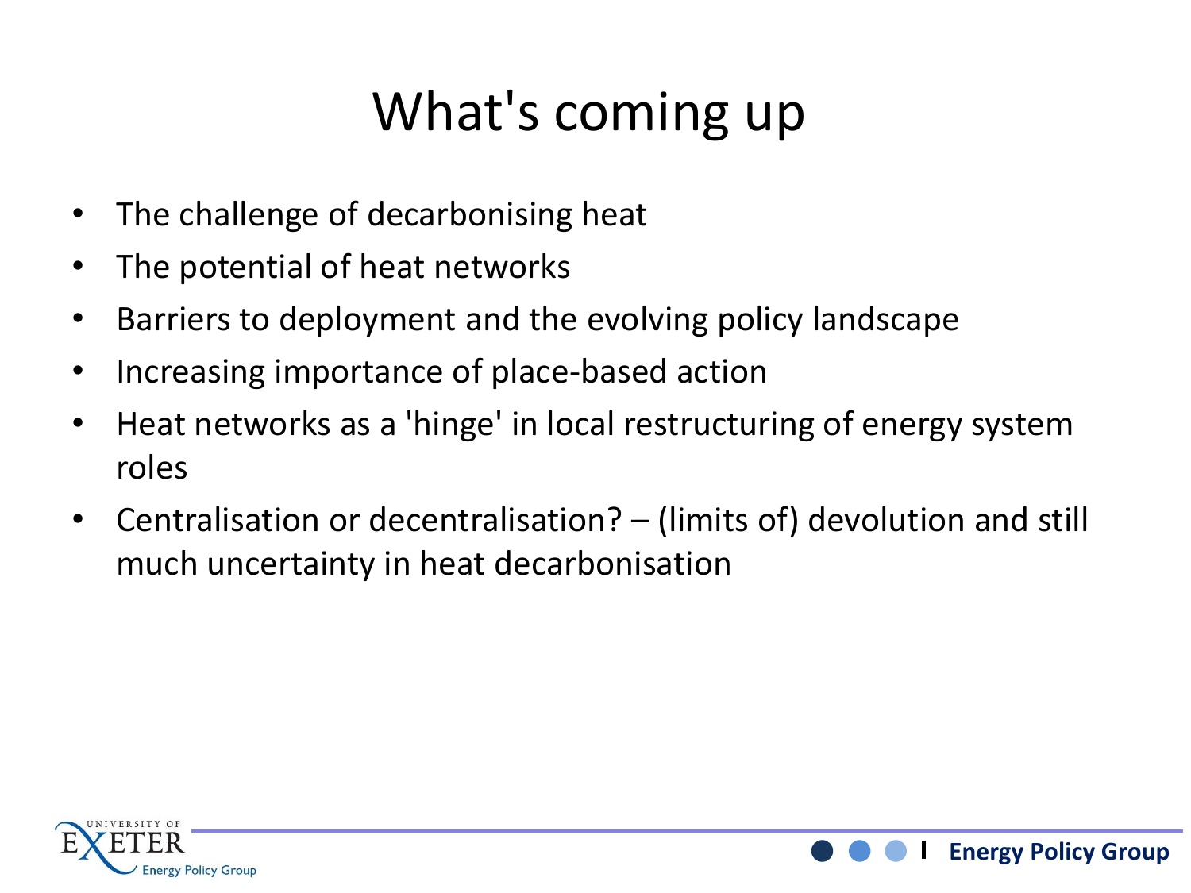# What's coming up

- The challenge of decarbonising heat
- The potential of heat networks
- Barriers to deployment and the evolving policy landscape
- Increasing importance of place-based action
- Heat networks as a 'hinge' in local restructuring of energy system roles
- Centralisation or decentralisation? – (limits of) devolution and still much uncertainty in heat decarbonisation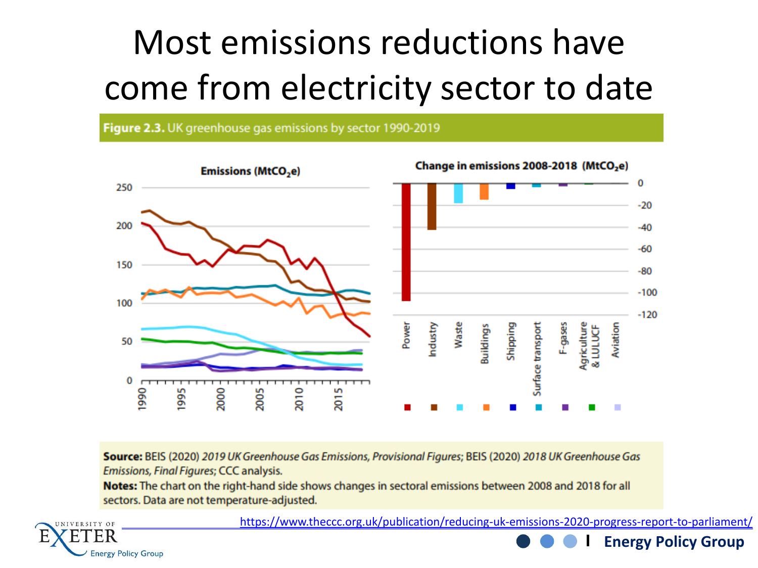# Most emissions reductions have come from electricity sector to date

**Figure 2.3.** UK greenhouse gas emissions by sector 1990-2019

**Emissions ($MtCO_2e$)**

**Change in emissions 2008-2018 ($MtCO_2e$)**

Power, Industry, Waste, Buildings, Shipping, Surface transport, F-gases, Agriculture & LULUCF, Aviation

**Source:** BEIS (2020) *2019 UK Greenhouse Gas Emissions, Provisional Figures*; BEIS (2020) *2018 UK Greenhouse Gas Emissions, Final Figures*; CCC analysis.

**Notes:** The chart on the right-hand side shows changes in sectoral emissions between 2008 and 2018 for all sectors. Data are not temperature-adjusted.

https://www.theccc.org.uk/publication/reducing-uk-emissions-2020-progress-report-to-parliament/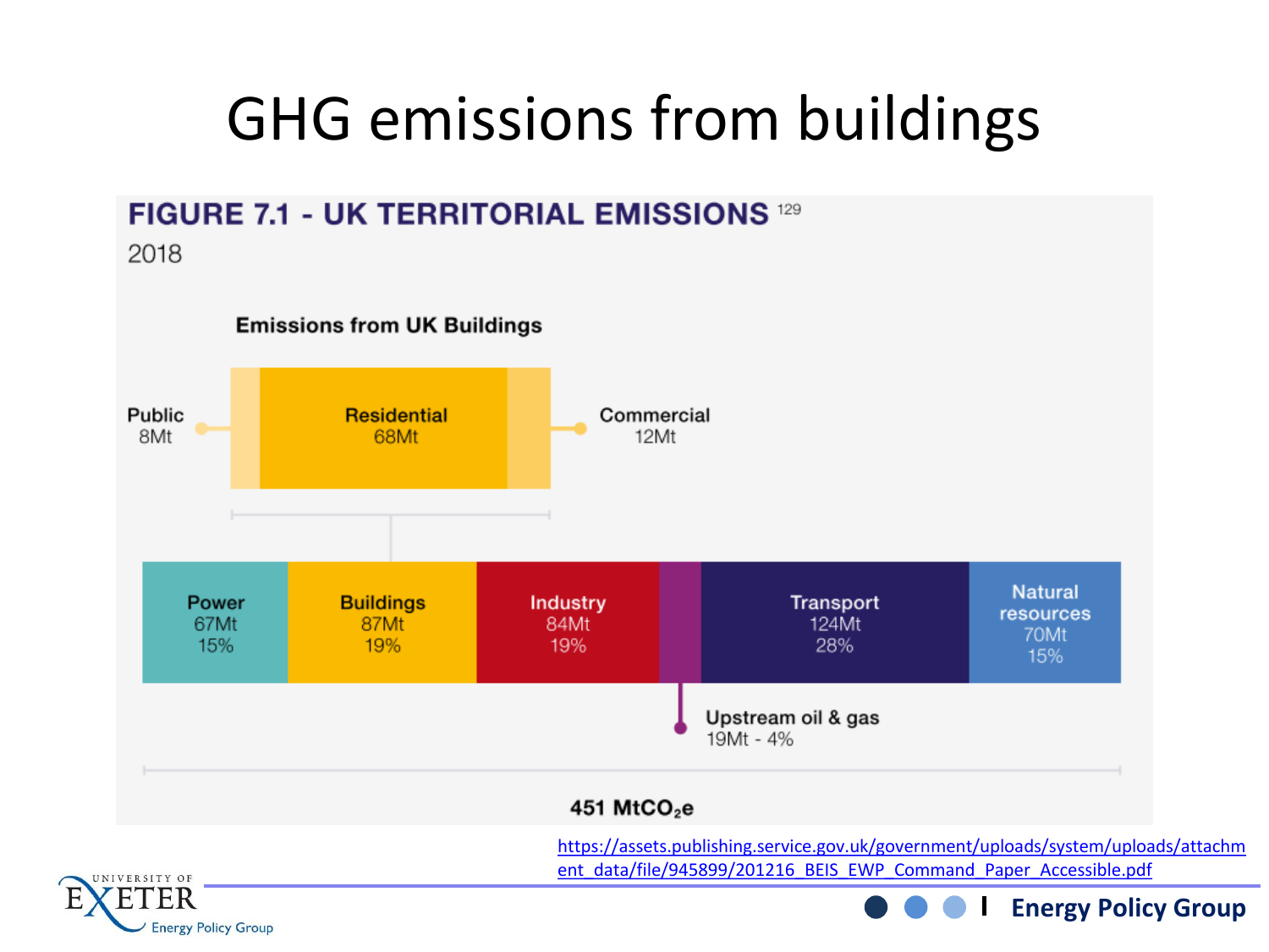# GHG emissions from buildings

**FIGURE 7.1 - UK TERRITORIAL EMISSIONS** [129]

2018

**Emissions from UK Buildings**

- **Public** 8Mt
- **Residential** 68Mt
- **Commercial** 12Mt

| Power | Buildings | Industry | Upstream oil & gas | Transport | Natural resources |
|---|---|---|---|---|---|
| 67Mt | 87Mt | 84Mt | 19Mt | 124Mt | 70Mt |
| 15% | 19% | 19% | 4% | 28% | 15% |

**451 $MtCO_2e$**

https://assets.publishing.service.gov.uk/government/uploads/system/uploads/attachment_data/file/945899/201216_BEIS_EWP_Command_Paper_Accessible.pdf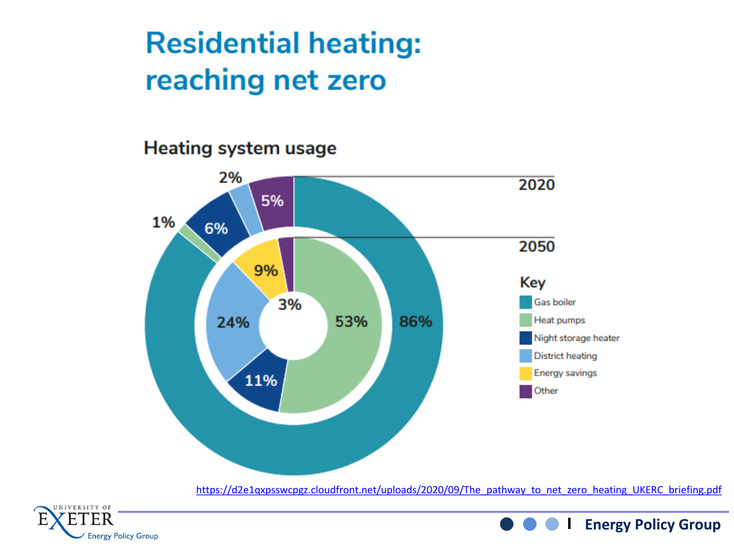# Residential heating: reaching net zero

## Heating system usage

| Heating system | 2020 | 2050 |
| --- | --- | --- |
| Gas boiler | 86% | |
| Heat pumps | 1% | 53% |
| Night storage heater | 6% | 11% |
| District heating | 2% | 24% |
| Energy savings | | 9% |
| Other | 5% | 3% |

https://d2e1qxpsswcpgz.cloudfront.net/uploads/2020/09/The_pathway_to_net_zero_heating_UKERC_briefing.pdf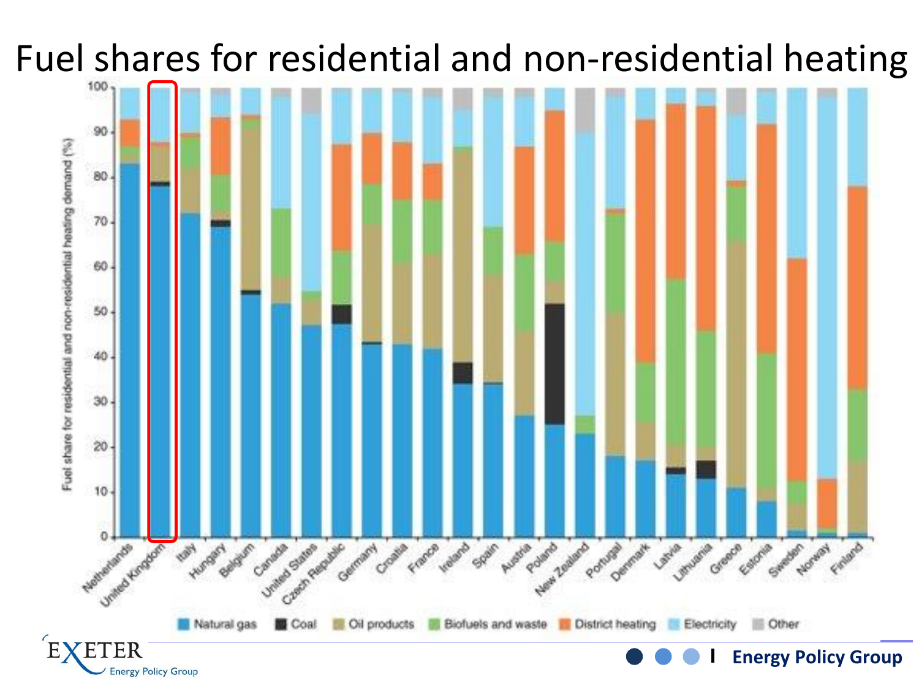# Fuel shares for residential and non-residential heating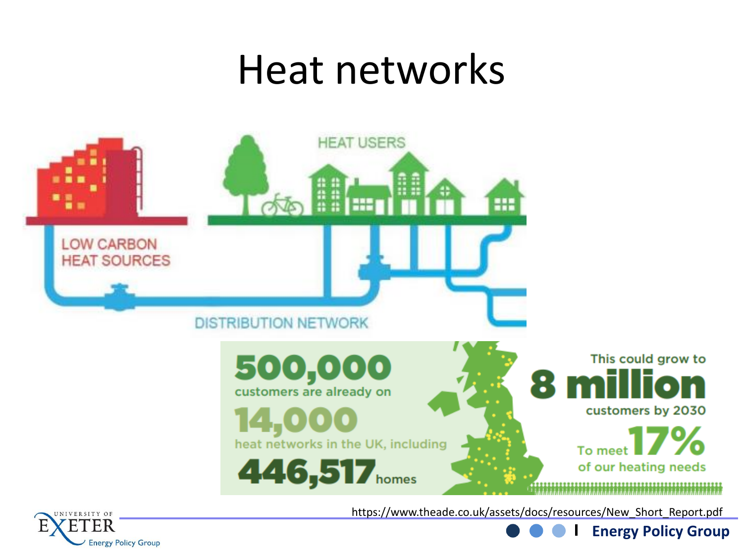# Heat networks

LOW CARBON HEAT SOURCES

HEAT USERS

DISTRIBUTION NETWORK

**500,000** customers are already on **14,000** heat networks in the UK, including **446,517** homes

This could grow to **8 million** customers by 2030

To meet **17%** of our heating needs

https://www.theade.co.uk/assets/docs/resources/New_Short_Report.pdf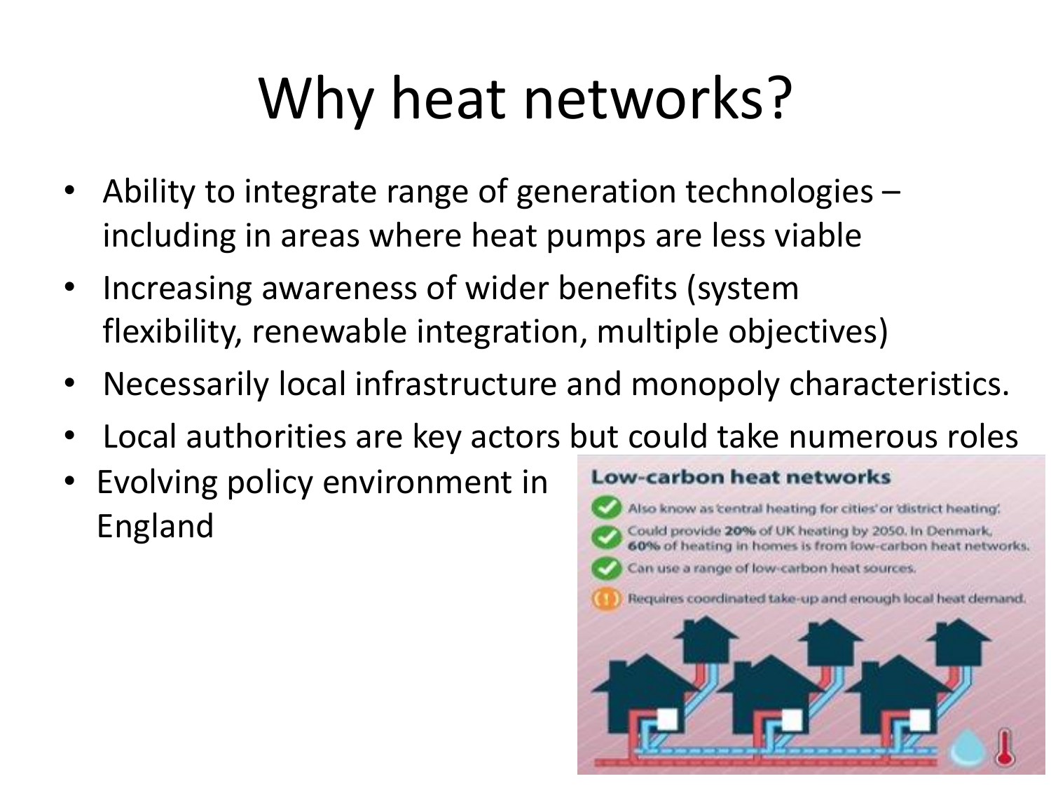# Why heat networks?

- Ability to integrate range of generation technologies – including in areas where heat pumps are less viable
- Increasing awareness of wider benefits (system flexibility, renewable integration, multiple objectives)
- Necessarily local infrastructure and monopoly characteristics.
- Local authorities are key actors but could take numerous roles
- Evolving policy environment in England

**Low-carbon heat networks**

- Also know as 'central heating for cities' or 'district heating'.
- Could provide **20%** of UK heating by 2050. In Denmark, **60%** of heating in homes is from low-carbon heat networks.
- Can use a range of low-carbon heat sources.
- Requires coordinated take-up and enough local heat demand.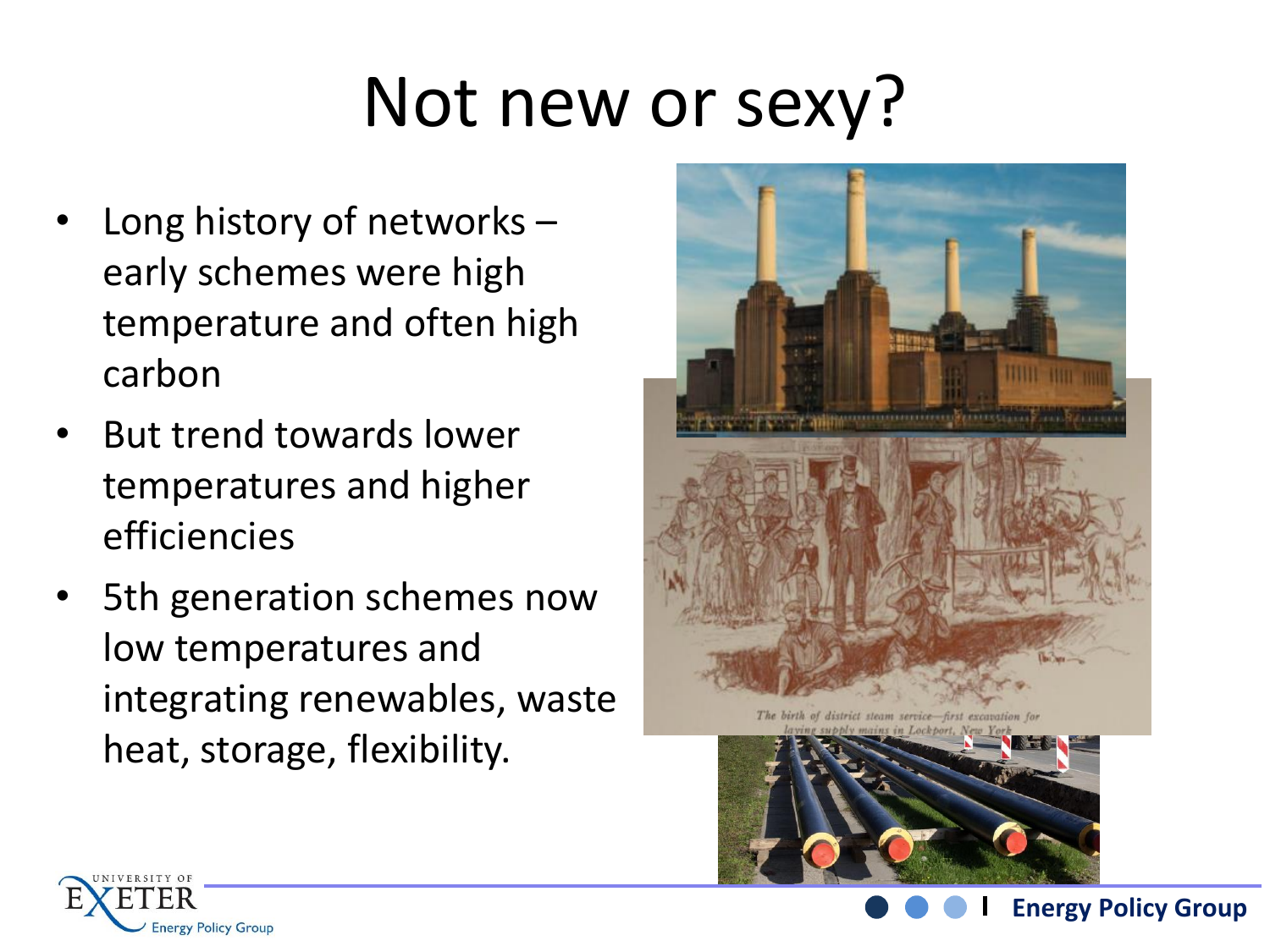# Not new or sexy?

- Long history of networks – early schemes were high temperature and often high carbon
- But trend towards lower temperatures and higher efficiencies
- 5th generation schemes now low temperatures and integrating renewables, waste heat, storage, flexibility.

*The birth of district steam service—first excavation for laying supply mains in Lockport, New York*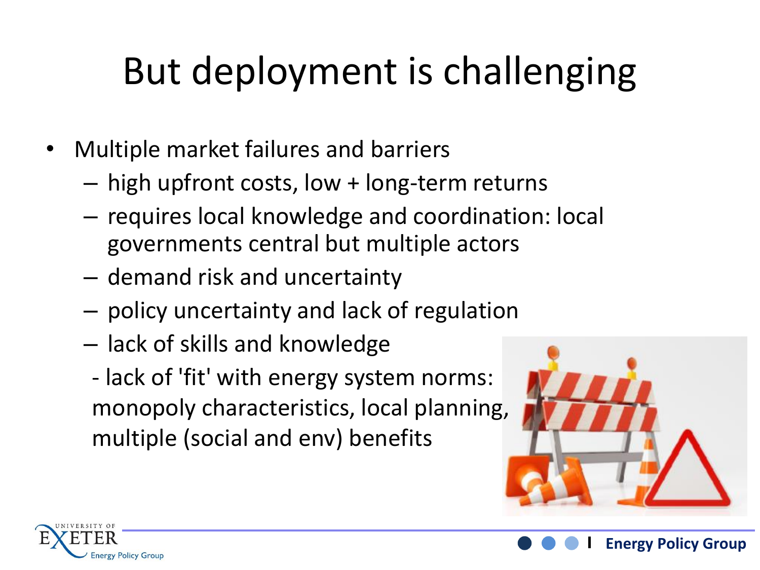# But deployment is challenging

- Multiple market failures and barriers
  - high upfront costs, low + long-term returns
  - requires local knowledge and coordination: local governments central but multiple actors
  - demand risk and uncertainty
  - policy uncertainty and lack of regulation
  - lack of skills and knowledge
  - lack of 'fit' with energy system norms: monopoly characteristics, local planning, multiple (social and env) benefits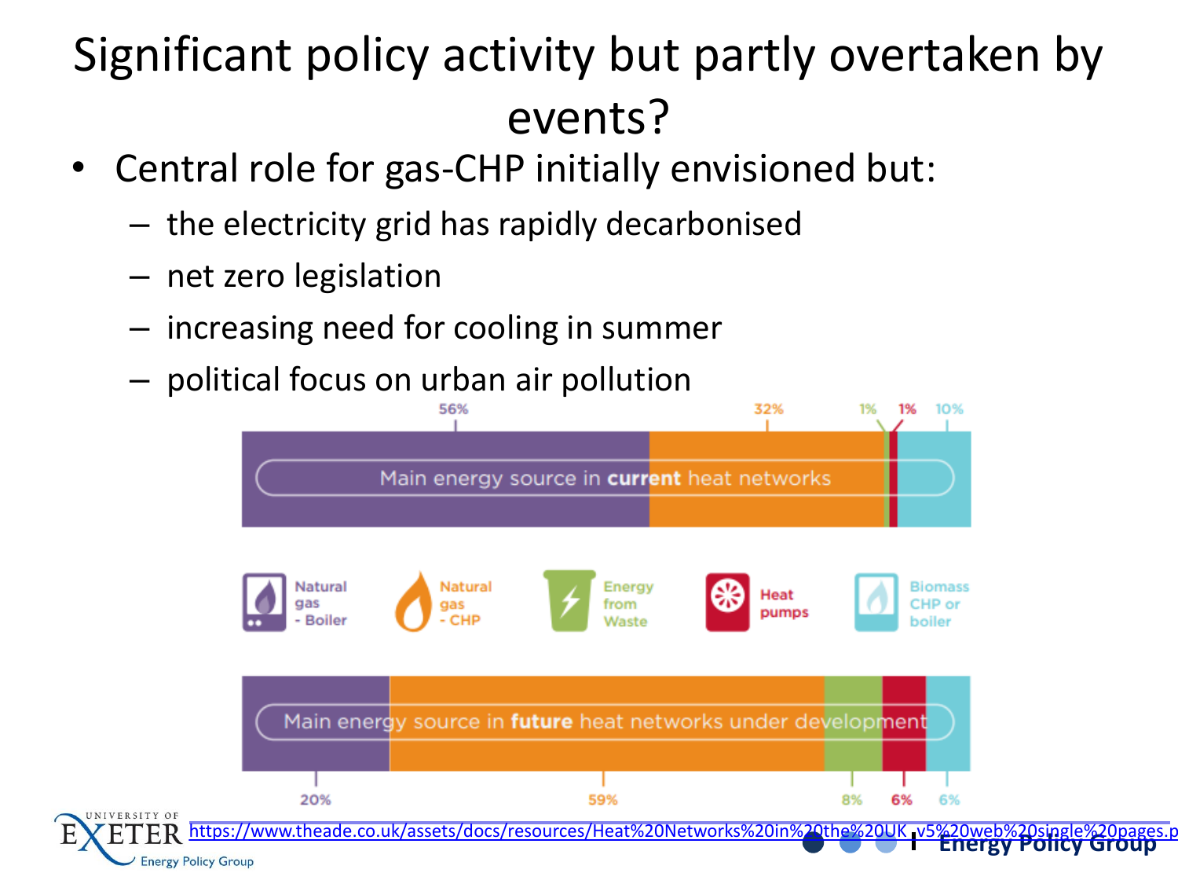# Significant policy activity but partly overtaken by events?

- Central role for gas-CHP initially envisioned but:
  - the electricity grid has rapidly decarbonised
  - net zero legislation
  - increasing need for cooling in summer
  - political focus on urban air pollution

| | Natural gas - Boiler | Natural gas - CHP | Energy from Waste | Heat pumps | Biomass CHP or boiler |
|---|---|---|---|---|---|
| Main energy source in **current** heat networks | 56% | 32% | 1% | 1% | 10% |
| Main energy source in **future** heat networks under development | 20% | 59% | 8% | 6% | 6% |

https://www.theade.co.uk/assets/docs/resources/Heat%20Networks%20in%20the%20UK_v5%20web%20single%20pages.p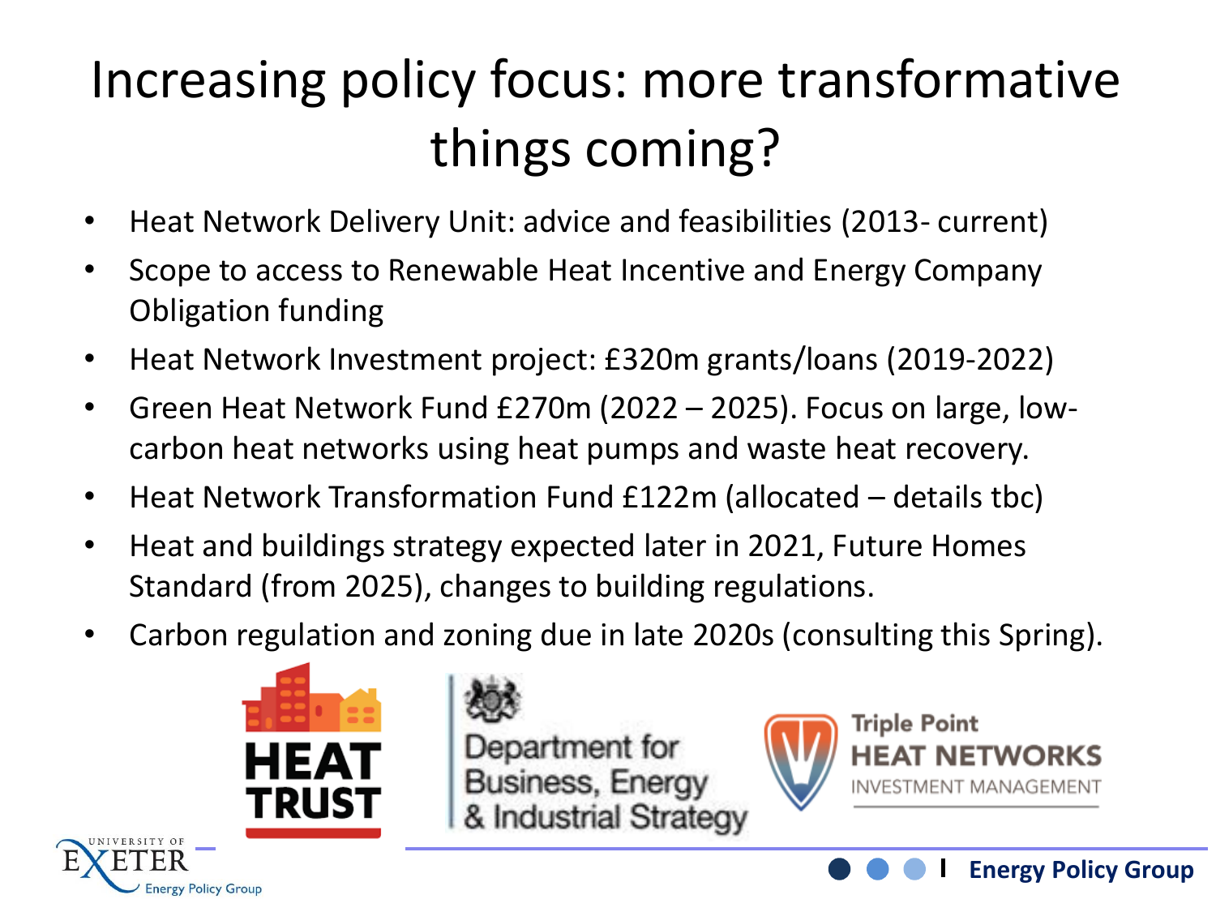# Increasing policy focus: more transformative things coming?

- Heat Network Delivery Unit: advice and feasibilities (2013- current)
- Scope to access to Renewable Heat Incentive and Energy Company Obligation funding
- Heat Network Investment project: £320m grants/loans (2019-2022)
- Green Heat Network Fund £270m (2022 – 2025). Focus on large, low-carbon heat networks using heat pumps and waste heat recovery.
- Heat Network Transformation Fund £122m (allocated – details tbc)
- Heat and buildings strategy expected later in 2021, Future Homes Standard (from 2025), changes to building regulations.
- Carbon regulation and zoning due in late 2020s (consulting this Spring).

HEAT TRUST

Department for Business, Energy & Industrial Strategy

Triple Point HEAT NETWORKS INVESTMENT MANAGEMENT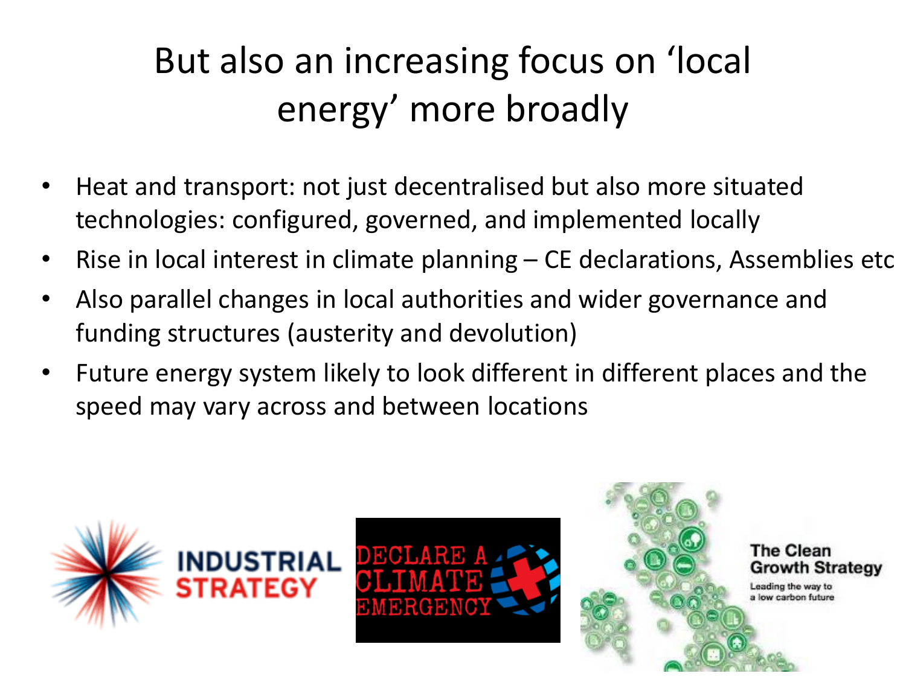# But also an increasing focus on 'local energy' more broadly

- Heat and transport: not just decentralised but also more situated technologies: configured, governed, and implemented locally
- Rise in local interest in climate planning – CE declarations, Assemblies etc
- Also parallel changes in local authorities and wider governance and funding structures (austerity and devolution)
- Future energy system likely to look different in different places and the speed may vary across and between locations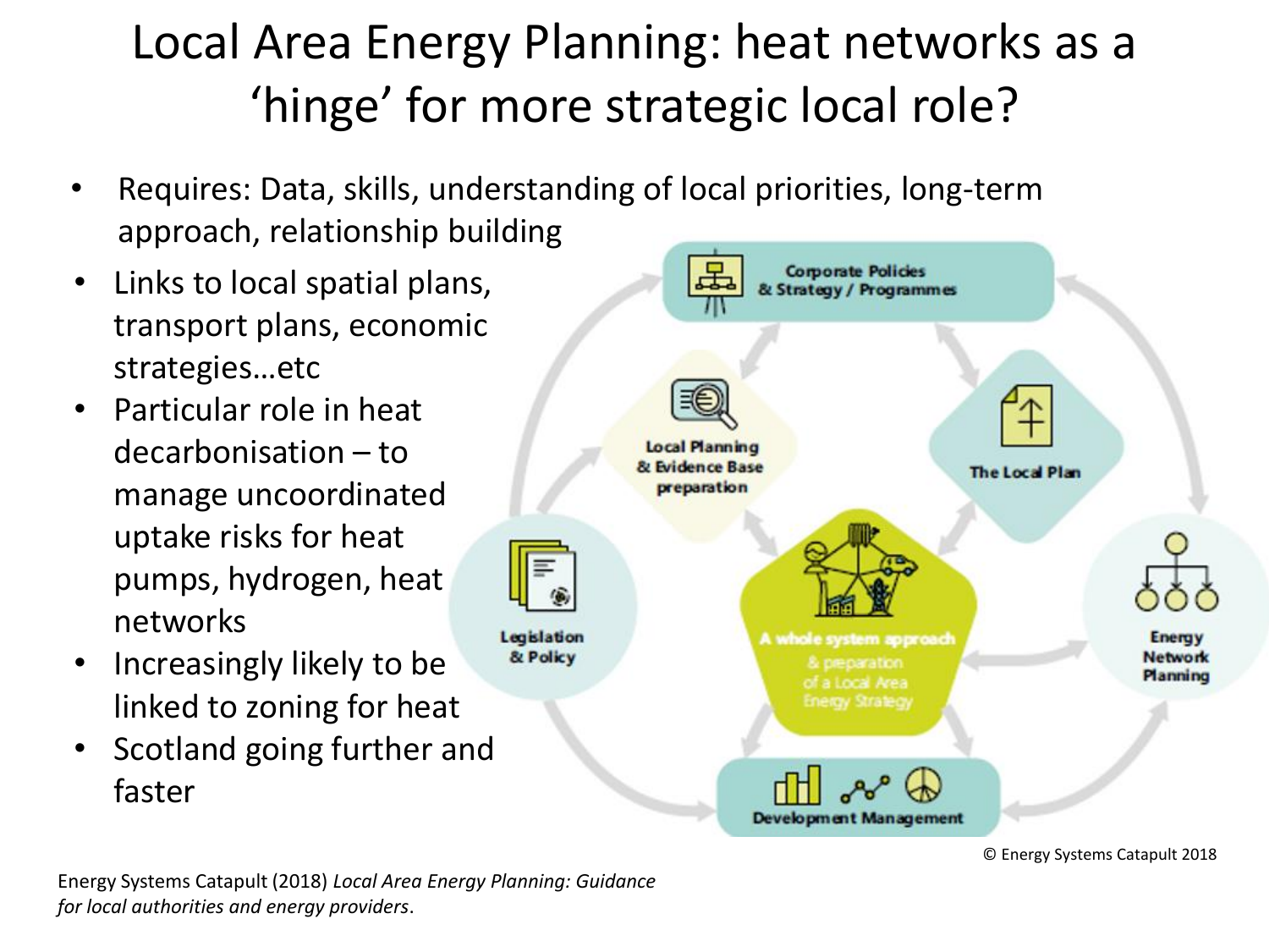# Local Area Energy Planning: heat networks as a 'hinge' for more strategic local role?

- Requires: Data, skills, understanding of local priorities, long-term approach, relationship building
- Links to local spatial plans, transport plans, economic strategies…etc
- Particular role in heat decarbonisation – to manage uncoordinated uptake risks for heat pumps, hydrogen, heat networks
- Increasingly likely to be linked to zoning for heat
- Scotland going further and faster

Corporate Policies & Strategy / Programmes

Local Planning & Evidence Base preparation

The Local Plan

Legislation & Policy

A whole system approach & preparation of a Local Area Energy Strategy

Energy Network Planning

Development Management

© Energy Systems Catapult 2018

Energy Systems Catapult (2018) *Local Area Energy Planning: Guidance for local authorities and energy providers*.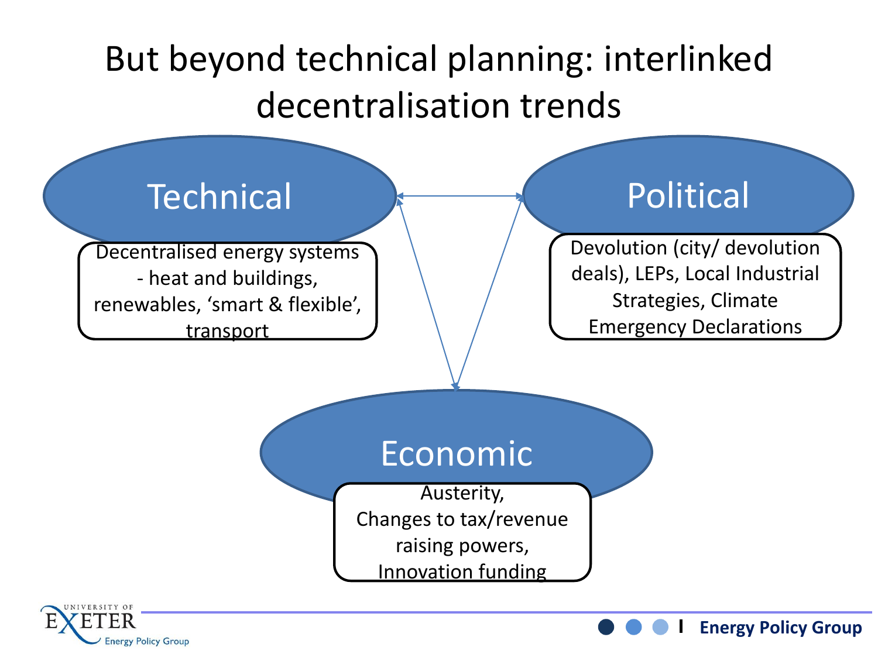# But beyond technical planning: interlinked decentralisation trends

## Technical

Decentralised energy systems - heat and buildings, renewables, 'smart & flexible', transport

## Political

Devolution (city/ devolution deals), LEPs, Local Industrial Strategies, Climate Emergency Declarations

## Economic

Austerity,
Changes to tax/revenue raising powers,
Innovation funding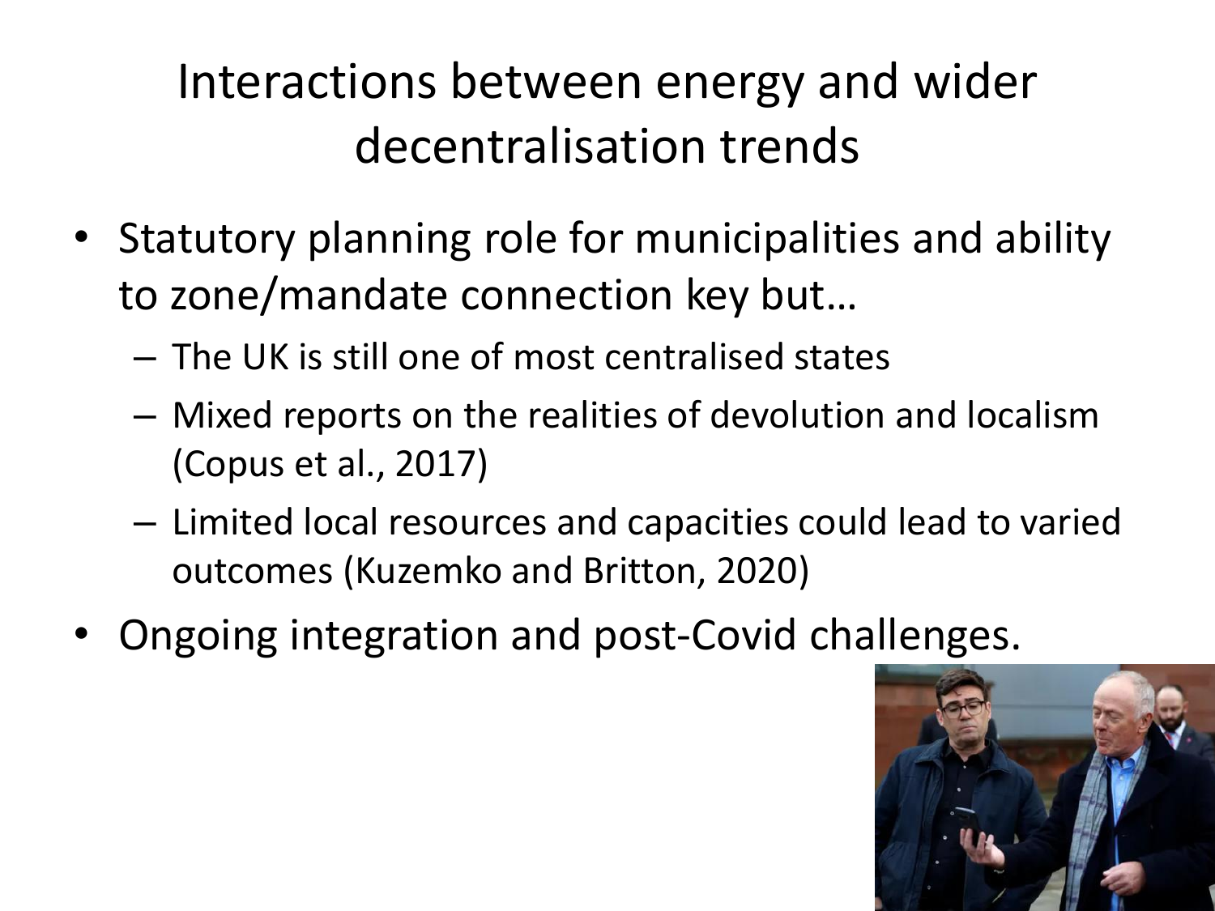# Interactions between energy and wider decentralisation trends

- Statutory planning role for municipalities and ability to zone/mandate connection key but…
  - The UK is still one of most centralised states
  - Mixed reports on the realities of devolution and localism (Copus et al., 2017)
  - Limited local resources and capacities could lead to varied outcomes (Kuzemko and Britton, 2020)
- Ongoing integration and post-Covid challenges.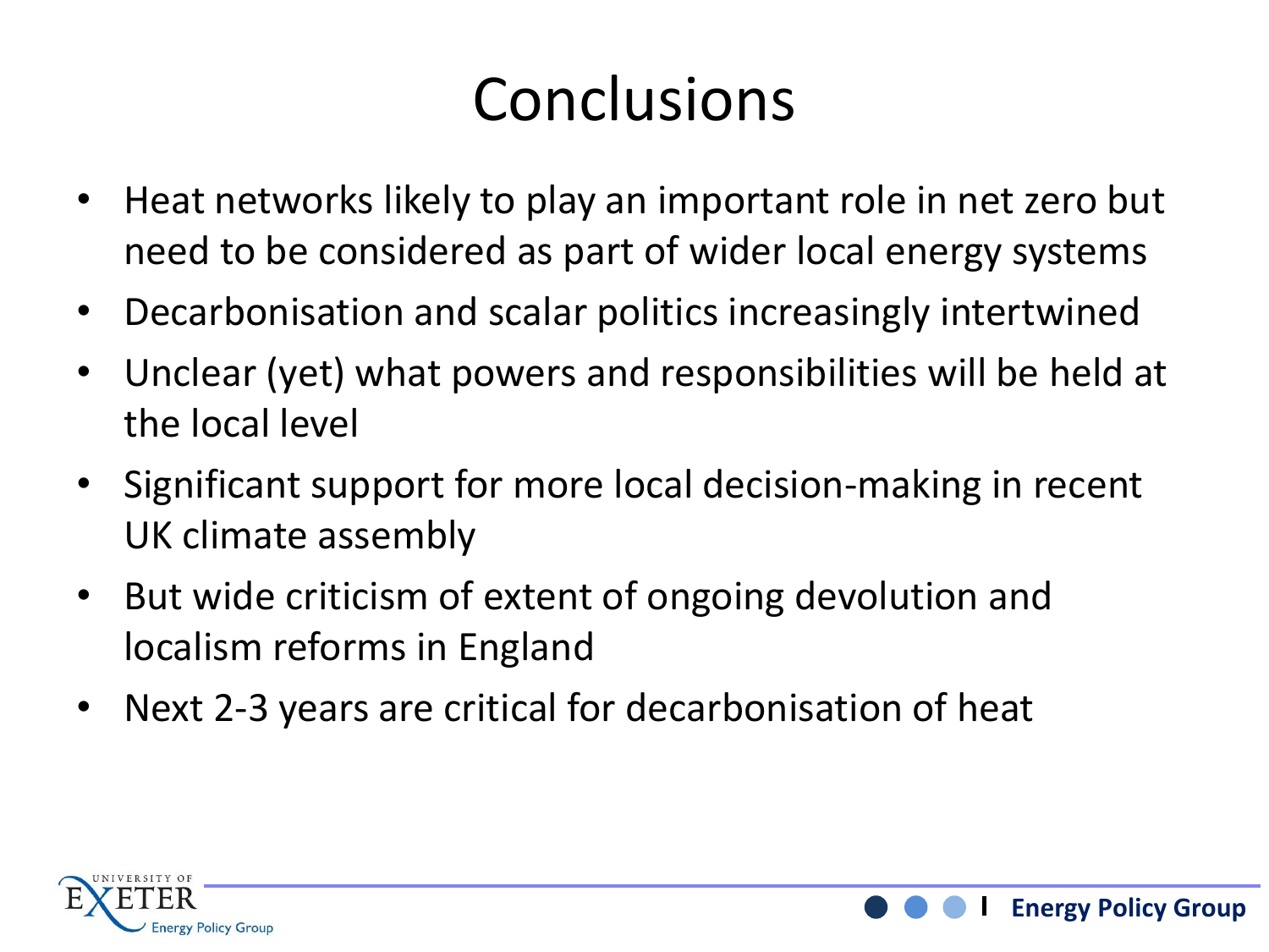# Conclusions

- Heat networks likely to play an important role in net zero but need to be considered as part of wider local energy systems
- Decarbonisation and scalar politics increasingly intertwined
- Unclear (yet) what powers and responsibilities will be held at the local level
- Significant support for more local decision-making in recent UK climate assembly
- But wide criticism of extent of ongoing devolution and localism reforms in England
- Next 2-3 years are critical for decarbonisation of heat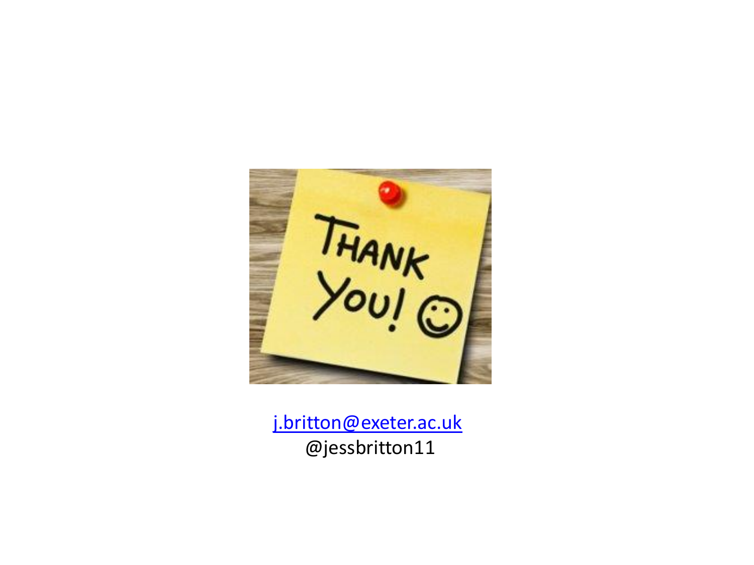[j.britton@exeter.ac.uk](mailto:j.britton@exeter.ac.uk)

@jessbritton11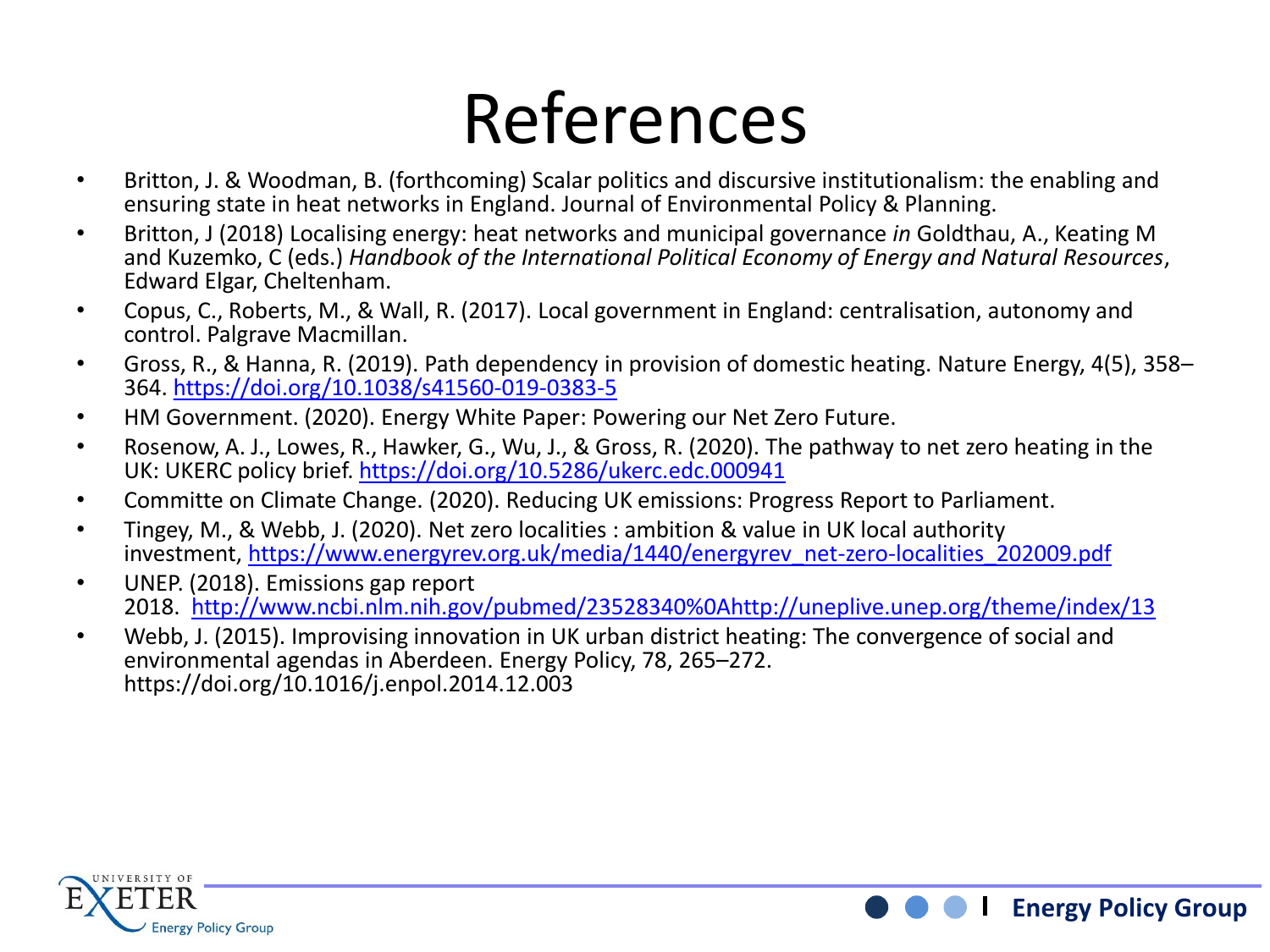# References

- Britton, J. & Woodman, B. (forthcoming) Scalar politics and discursive institutionalism: the enabling and ensuring state in heat networks in England. Journal of Environmental Policy & Planning.
- Britton, J (2018) Localising energy: heat networks and municipal governance *in* Goldthau, A., Keating M and Kuzemko, C (eds.) *Handbook of the International Political Economy of Energy and Natural Resources*, Edward Elgar, Cheltenham.
- Copus, C., Roberts, M., & Wall, R. (2017). Local government in England: centralisation, autonomy and control. Palgrave Macmillan.
- Gross, R., & Hanna, R. (2019). Path dependency in provision of domestic heating. Nature Energy, 4(5), 358–364. https://doi.org/10.1038/s41560-019-0383-5
- HM Government. (2020). Energy White Paper: Powering our Net Zero Future.
- Rosenow, A. J., Lowes, R., Hawker, G., Wu, J., & Gross, R. (2020). The pathway to net zero heating in the UK: UKERC policy brief. https://doi.org/10.5286/ukerc.edc.000941
- Committe on Climate Change. (2020). Reducing UK emissions: Progress Report to Parliament.
- Tingey, M., & Webb, J. (2020). Net zero localities : ambition & value in UK local authority investment, https://www.energyrev.org.uk/media/1440/energyrev_net-zero-localities_202009.pdf
- UNEP. (2018). Emissions gap report 2018. http://www.ncbi.nlm.nih.gov/pubmed/23528340%0Ahttp://uneplive.unep.org/theme/index/13
- Webb, J. (2015). Improvising innovation in UK urban district heating: The convergence of social and environmental agendas in Aberdeen. Energy Policy, 78, 265–272. https://doi.org/10.1016/j.enpol.2014.12.003